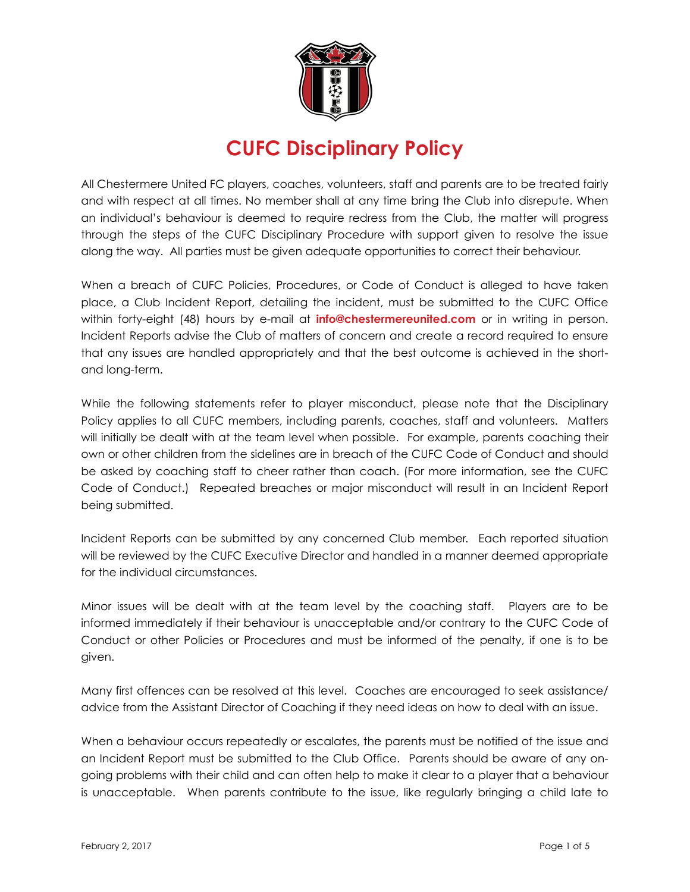# CUFC Disciplinary Policy

All Chestermere United FC players, coaches, volunteers, staff and parents are to be treated fairly and with respect at all times. No member shall at any time bring the Club into disrepute. When an individual's behaviour is deemed to require redress from the Club, the matter will progress through the steps of the CUFC Disciplinary Procedure with support given to resolve the issue along the way. All parties must be given adequate opportunities to correct their behaviour.

When a breach of CUFC Policies, Procedures, or Code of Conduct is alleged to have taken place, a Club Incident Report, detailing the incident, must be submitted to the CUFC Office within forty-eight (48) hours by e-mail at **info@chestermereunited.com** or in writing in person. Incident Reports advise the Club of matters of concern and create a record required to ensure that any issues are handled appropriately and that the best outcome is achieved in the short- and long-term.

While the following statements refer to player misconduct, please note that the Disciplinary Policy applies to all CUFC members, including parents, coaches, staff and volunteers. Matters will initially be dealt with at the team level when possible. For example, parents coaching their own or other children from the sidelines are in breach of the CUFC Code of Conduct and should be asked by coaching staff to cheer rather than coach. (For more information, see the CUFC Code of Conduct.) Repeated breaches or major misconduct will result in an Incident Report being submitted.

Incident Reports can be submitted by any concerned Club member. Each reported situation will be reviewed by the CUFC Executive Director and handled in a manner deemed appropriate for the individual circumstances.

Minor issues will be dealt with at the team level by the coaching staff. Players are to be informed immediately if their behaviour is unacceptable and/or contrary to the CUFC Code of Conduct or other Policies or Procedures and must be informed of the penalty, if one is to be given.

Many first offences can be resolved at this level. Coaches are encouraged to seek assistance/advice from the Assistant Director of Coaching if they need ideas on how to deal with an issue.

When a behaviour occurs repeatedly or escalates, the parents must be notified of the issue and an Incident Report must be submitted to the Club Office. Parents should be aware of any on-going problems with their child and can often help to make it clear to a player that a behaviour is unacceptable. When parents contribute to the issue, like regularly bringing a child late to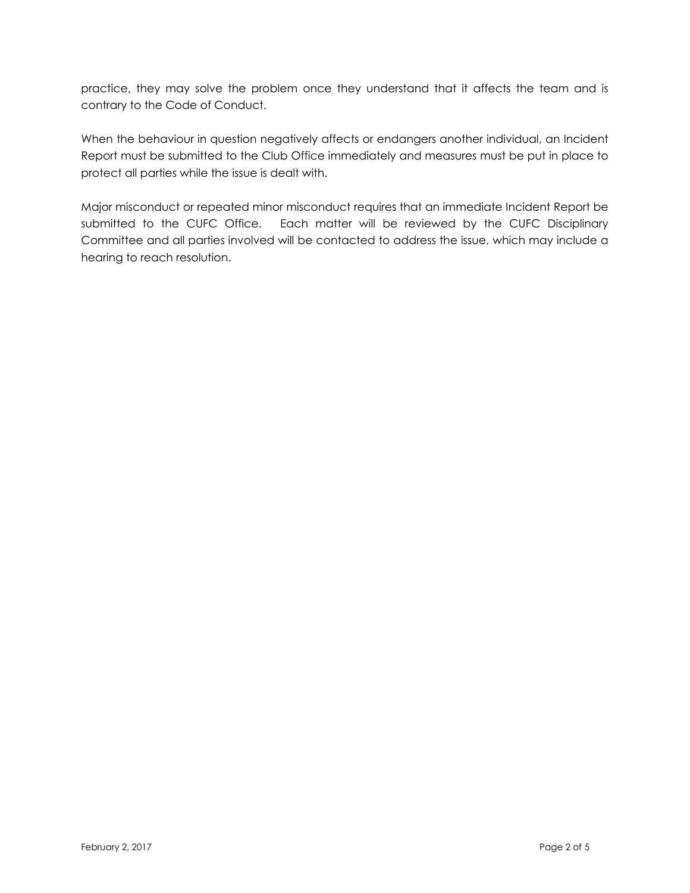practice, they may solve the problem once they understand that it affects the team and is contrary to the Code of Conduct.

When the behaviour in question negatively affects or endangers another individual, an Incident Report must be submitted to the Club Office immediately and measures must be put in place to protect all parties while the issue is dealt with.

Major misconduct or repeated minor misconduct requires that an immediate Incident Report be submitted to the CUFC Office. Each matter will be reviewed by the CUFC Disciplinary Committee and all parties involved will be contacted to address the issue, which may include a hearing to reach resolution.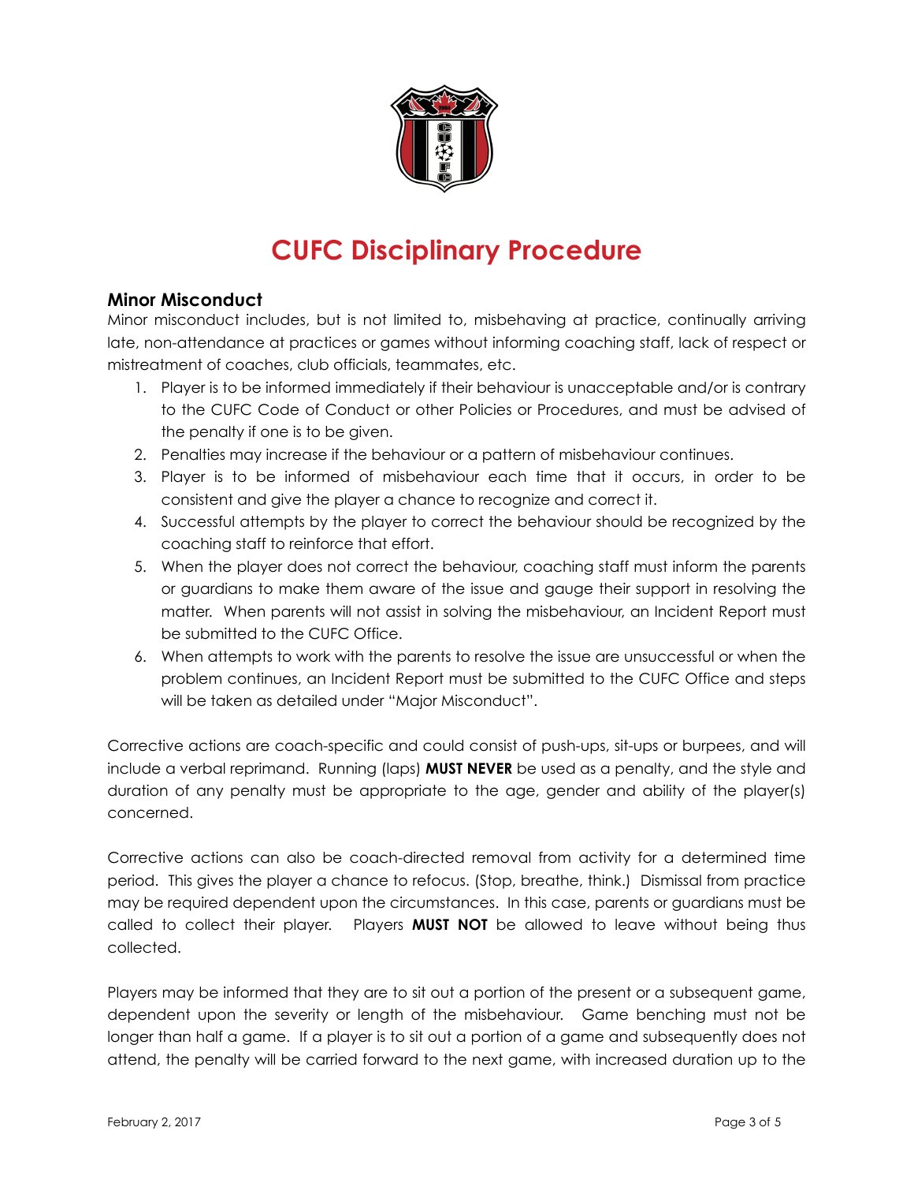# CUFC Disciplinary Procedure

## Minor Misconduct

Minor misconduct includes, but is not limited to, misbehaving at practice, continually arriving late, non-attendance at practices or games without informing coaching staff, lack of respect or mistreatment of coaches, club officials, teammates, etc.

1. Player is to be informed immediately if their behaviour is unacceptable and/or is contrary to the CUFC Code of Conduct or other Policies or Procedures, and must be advised of the penalty if one is to be given.
2. Penalties may increase if the behaviour or a pattern of misbehaviour continues.
3. Player is to be informed of misbehaviour each time that it occurs, in order to be consistent and give the player a chance to recognize and correct it.
4. Successful attempts by the player to correct the behaviour should be recognized by the coaching staff to reinforce that effort.
5. When the player does not correct the behaviour, coaching staff must inform the parents or guardians to make them aware of the issue and gauge their support in resolving the matter. When parents will not assist in solving the misbehaviour, an Incident Report must be submitted to the CUFC Office.
6. When attempts to work with the parents to resolve the issue are unsuccessful or when the problem continues, an Incident Report must be submitted to the CUFC Office and steps will be taken as detailed under "Major Misconduct".

Corrective actions are coach-specific and could consist of push-ups, sit-ups or burpees, and will include a verbal reprimand. Running (laps) **MUST NEVER** be used as a penalty, and the style and duration of any penalty must be appropriate to the age, gender and ability of the player(s) concerned.

Corrective actions can also be coach-directed removal from activity for a determined time period. This gives the player a chance to refocus. (Stop, breathe, think.) Dismissal from practice may be required dependent upon the circumstances. In this case, parents or guardians must be called to collect their player. Players **MUST NOT** be allowed to leave without being thus collected.

Players may be informed that they are to sit out a portion of the present or a subsequent game, dependent upon the severity or length of the misbehaviour. Game benching must not be longer than half a game. If a player is to sit out a portion of a game and subsequently does not attend, the penalty will be carried forward to the next game, with increased duration up to the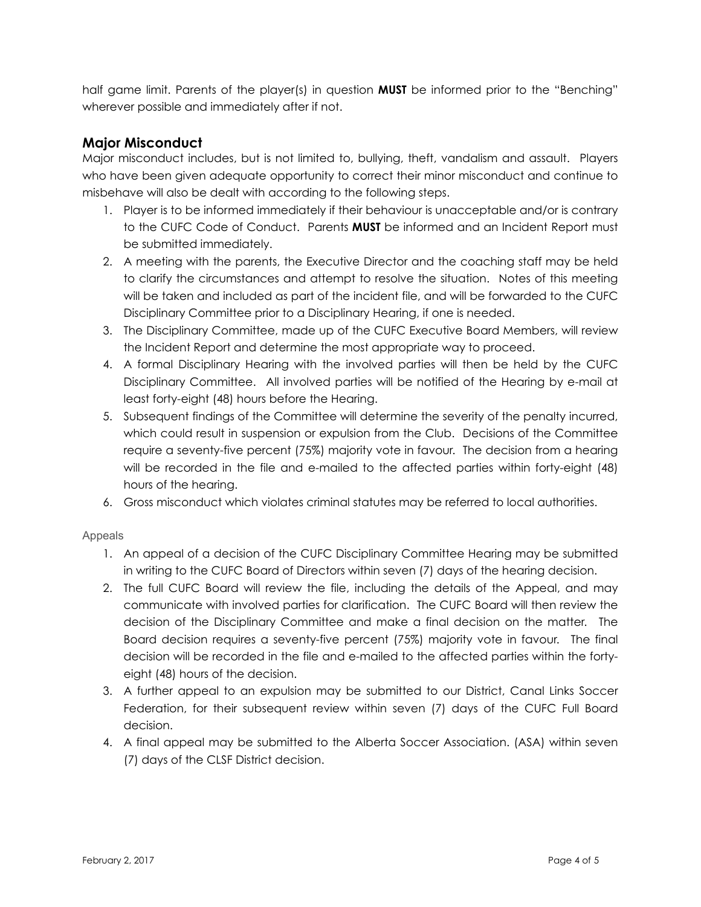half game limit. Parents of the player(s) in question **MUST** be informed prior to the "Benching" wherever possible and immediately after if not.

## Major Misconduct

Major misconduct includes, but is not limited to, bullying, theft, vandalism and assault. Players who have been given adequate opportunity to correct their minor misconduct and continue to misbehave will also be dealt with according to the following steps.

1. Player is to be informed immediately if their behaviour is unacceptable and/or is contrary to the CUFC Code of Conduct. Parents **MUST** be informed and an Incident Report must be submitted immediately.
2. A meeting with the parents, the Executive Director and the coaching staff may be held to clarify the circumstances and attempt to resolve the situation. Notes of this meeting will be taken and included as part of the incident file, and will be forwarded to the CUFC Disciplinary Committee prior to a Disciplinary Hearing, if one is needed.
3. The Disciplinary Committee, made up of the CUFC Executive Board Members, will review the Incident Report and determine the most appropriate way to proceed.
4. A formal Disciplinary Hearing with the involved parties will then be held by the CUFC Disciplinary Committee. All involved parties will be notified of the Hearing by e-mail at least forty-eight (48) hours before the Hearing.
5. Subsequent findings of the Committee will determine the severity of the penalty incurred, which could result in suspension or expulsion from the Club. Decisions of the Committee require a seventy-five percent (75%) majority vote in favour. The decision from a hearing will be recorded in the file and e-mailed to the affected parties within forty-eight (48) hours of the hearing.
6. Gross misconduct which violates criminal statutes may be referred to local authorities.

### Appeals

1. An appeal of a decision of the CUFC Disciplinary Committee Hearing may be submitted in writing to the CUFC Board of Directors within seven (7) days of the hearing decision.
2. The full CUFC Board will review the file, including the details of the Appeal, and may communicate with involved parties for clarification. The CUFC Board will then review the decision of the Disciplinary Committee and make a final decision on the matter. The Board decision requires a seventy-five percent (75%) majority vote in favour. The final decision will be recorded in the file and e-mailed to the affected parties within the forty-eight (48) hours of the decision.
3. A further appeal to an expulsion may be submitted to our District, Canal Links Soccer Federation, for their subsequent review within seven (7) days of the CUFC Full Board decision.
4. A final appeal may be submitted to the Alberta Soccer Association. (ASA) within seven (7) days of the CLSF District decision.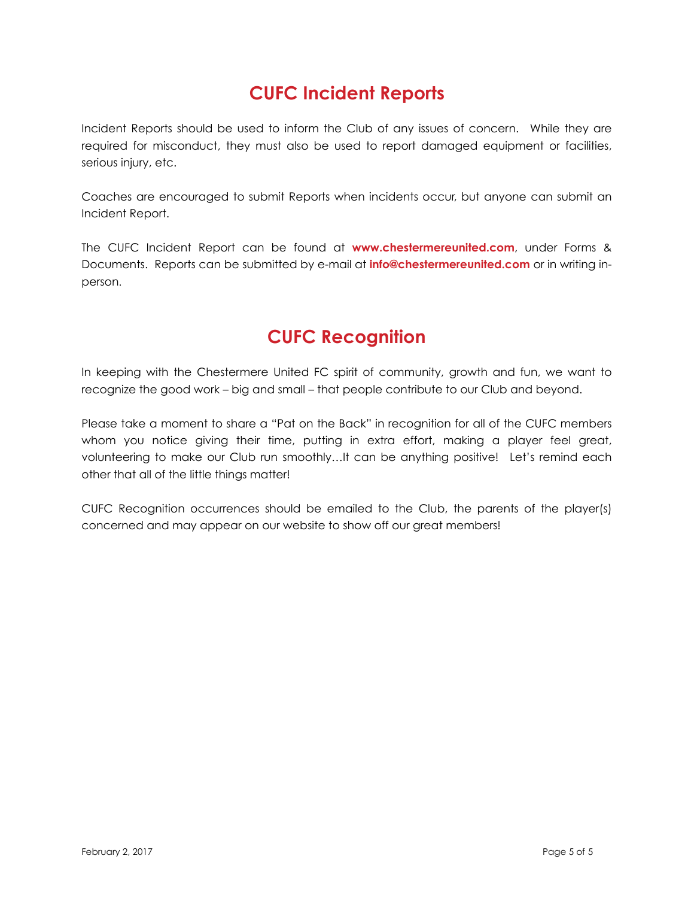## CUFC Incident Reports

Incident Reports should be used to inform the Club of any issues of concern. While they are required for misconduct, they must also be used to report damaged equipment or facilities, serious injury, etc.

Coaches are encouraged to submit Reports when incidents occur, but anyone can submit an Incident Report.

The CUFC Incident Report can be found at **www.chestermereunited.com**, under Forms & Documents. Reports can be submitted by e-mail at **info@chestermereunited.com** or in writing in-person.

## CUFC Recognition

In keeping with the Chestermere United FC spirit of community, growth and fun, we want to recognize the good work – big and small – that people contribute to our Club and beyond.

Please take a moment to share a "Pat on the Back" in recognition for all of the CUFC members whom you notice giving their time, putting in extra effort, making a player feel great, volunteering to make our Club run smoothly…It can be anything positive! Let's remind each other that all of the little things matter!

CUFC Recognition occurrences should be emailed to the Club, the parents of the player(s) concerned and may appear on our website to show off our great members!

February 2, 2017